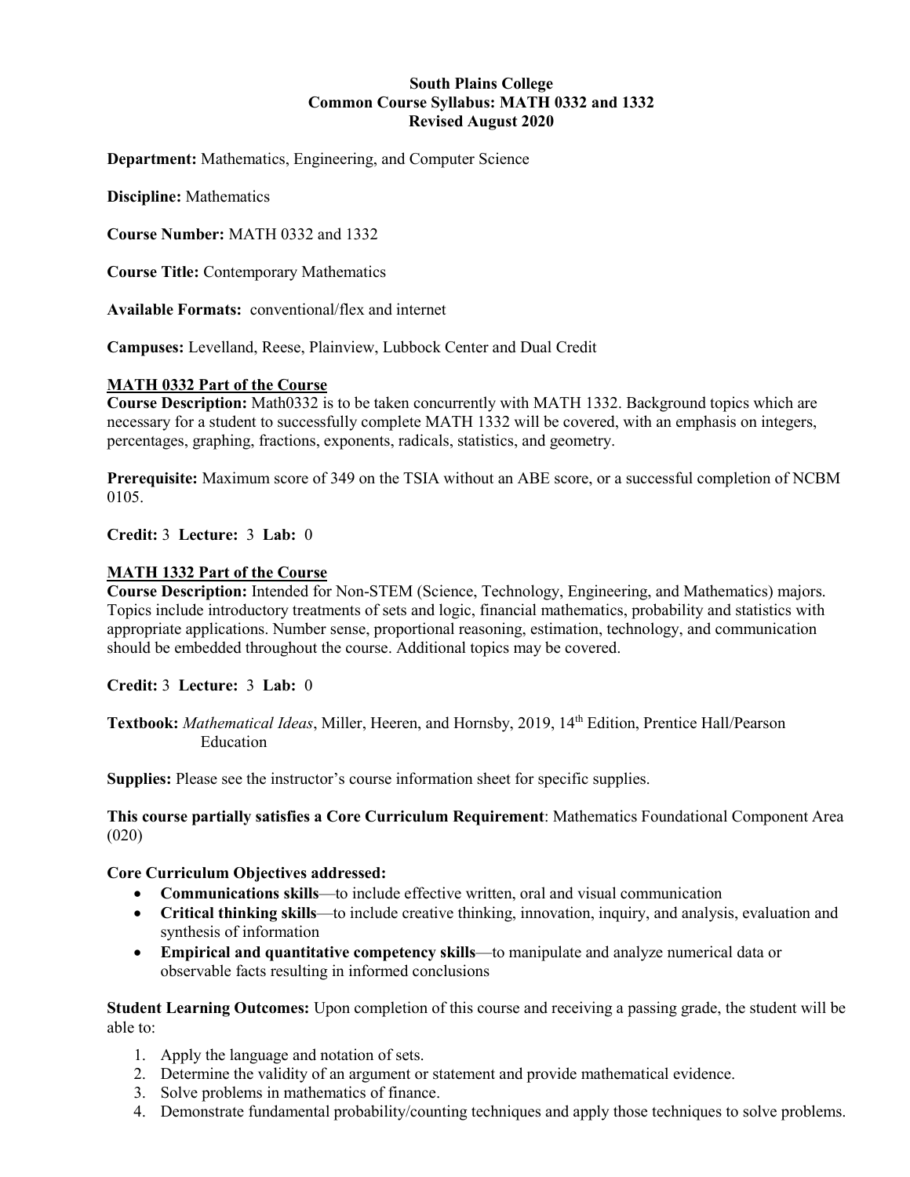# South Plains College
## Common Course Syllabus: MATH 0332 and 1332
### Revised August 2020

**Department:** Mathematics, Engineering, and Computer Science

**Discipline:** Mathematics

**Course Number:** MATH 0332 and 1332

**Course Title:** Contemporary Mathematics

**Available Formats:** conventional/flex and internet

**Campuses:** Levelland, Reese, Plainview, Lubbock Center and Dual Credit

**MATH 0332 Part of the Course**

**Course Description:** Math0332 is to be taken concurrently with MATH 1332. Background topics which are necessary for a student to successfully complete MATH 1332 will be covered, with an emphasis on integers, percentages, graphing, fractions, exponents, radicals, statistics, and geometry.

**Prerequisite:** Maximum score of 349 on the TSIA without an ABE score, or a successful completion of NCBM 0105.

**Credit:** 3 **Lecture:** 3 **Lab:** 0

**MATH 1332 Part of the Course**

**Course Description:** Intended for Non-STEM (Science, Technology, Engineering, and Mathematics) majors. Topics include introductory treatments of sets and logic, financial mathematics, probability and statistics with appropriate applications. Number sense, proportional reasoning, estimation, technology, and communication should be embedded throughout the course. Additional topics may be covered.

**Credit:** 3 **Lecture:** 3 **Lab:** 0

**Textbook:** *Mathematical Ideas*, Miller, Heeren, and Hornsby, 2019, 14th Edition, Prentice Hall/Pearson Education

**Supplies:** Please see the instructor's course information sheet for specific supplies.

**This course partially satisfies a Core Curriculum Requirement**: Mathematics Foundational Component Area (020)

**Core Curriculum Objectives addressed:**

- **Communications skills**—to include effective written, oral and visual communication
- **Critical thinking skills**—to include creative thinking, innovation, inquiry, and analysis, evaluation and synthesis of information
- **Empirical and quantitative competency skills**—to manipulate and analyze numerical data or observable facts resulting in informed conclusions

**Student Learning Outcomes:** Upon completion of this course and receiving a passing grade, the student will be able to:

1. Apply the language and notation of sets.
2. Determine the validity of an argument or statement and provide mathematical evidence.
3. Solve problems in mathematics of finance.
4. Demonstrate fundamental probability/counting techniques and apply those techniques to solve problems.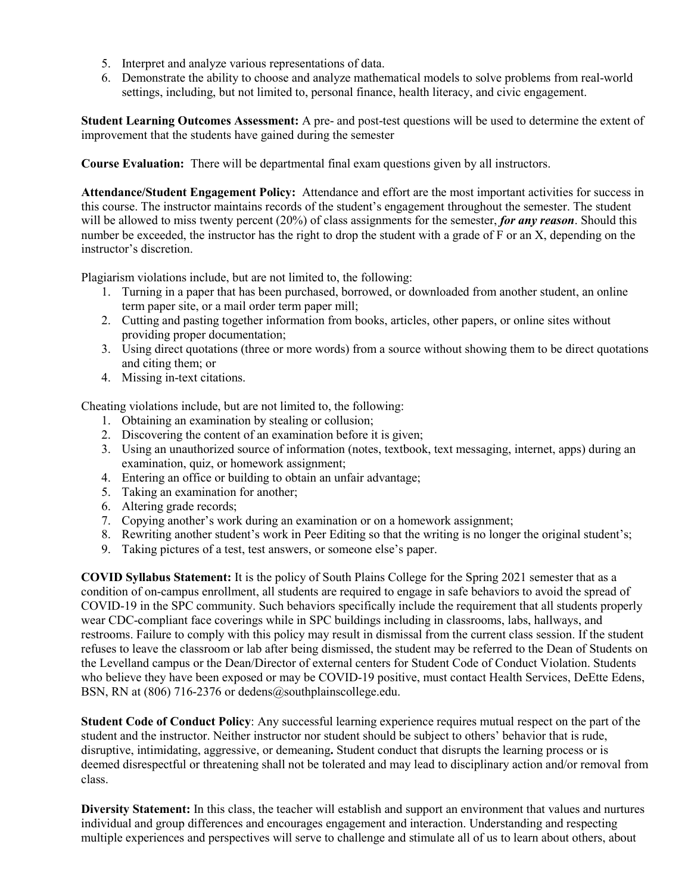5. Interpret and analyze various representations of data.
6. Demonstrate the ability to choose and analyze mathematical models to solve problems from real-world settings, including, but not limited to, personal finance, health literacy, and civic engagement.

**Student Learning Outcomes Assessment:** A pre- and post-test questions will be used to determine the extent of improvement that the students have gained during the semester

**Course Evaluation:** There will be departmental final exam questions given by all instructors.

**Attendance/Student Engagement Policy:** Attendance and effort are the most important activities for success in this course. The instructor maintains records of the student's engagement throughout the semester. The student will be allowed to miss twenty percent (20%) of class assignments for the semester, ***for any reason***. Should this number be exceeded, the instructor has the right to drop the student with a grade of F or an X, depending on the instructor's discretion.

Plagiarism violations include, but are not limited to, the following:

1. Turning in a paper that has been purchased, borrowed, or downloaded from another student, an online term paper site, or a mail order term paper mill;
2. Cutting and pasting together information from books, articles, other papers, or online sites without providing proper documentation;
3. Using direct quotations (three or more words) from a source without showing them to be direct quotations and citing them; or
4. Missing in-text citations.

Cheating violations include, but are not limited to, the following:

1. Obtaining an examination by stealing or collusion;
2. Discovering the content of an examination before it is given;
3. Using an unauthorized source of information (notes, textbook, text messaging, internet, apps) during an examination, quiz, or homework assignment;
4. Entering an office or building to obtain an unfair advantage;
5. Taking an examination for another;
6. Altering grade records;
7. Copying another's work during an examination or on a homework assignment;
8. Rewriting another student's work in Peer Editing so that the writing is no longer the original student's;
9. Taking pictures of a test, test answers, or someone else's paper.

**COVID Syllabus Statement:** It is the policy of South Plains College for the Spring 2021 semester that as a condition of on-campus enrollment, all students are required to engage in safe behaviors to avoid the spread of COVID-19 in the SPC community. Such behaviors specifically include the requirement that all students properly wear CDC-compliant face coverings while in SPC buildings including in classrooms, labs, hallways, and restrooms. Failure to comply with this policy may result in dismissal from the current class session. If the student refuses to leave the classroom or lab after being dismissed, the student may be referred to the Dean of Students on the Levelland campus or the Dean/Director of external centers for Student Code of Conduct Violation. Students who believe they have been exposed or may be COVID-19 positive, must contact Health Services, DeEtte Edens, BSN, RN at (806) 716-2376 or dedens@southplainscollege.edu.

**Student Code of Conduct Policy**: Any successful learning experience requires mutual respect on the part of the student and the instructor. Neither instructor nor student should be subject to others' behavior that is rude, disruptive, intimidating, aggressive, or demeaning**.** Student conduct that disrupts the learning process or is deemed disrespectful or threatening shall not be tolerated and may lead to disciplinary action and/or removal from class.

**Diversity Statement:** In this class, the teacher will establish and support an environment that values and nurtures individual and group differences and encourages engagement and interaction. Understanding and respecting multiple experiences and perspectives will serve to challenge and stimulate all of us to learn about others, about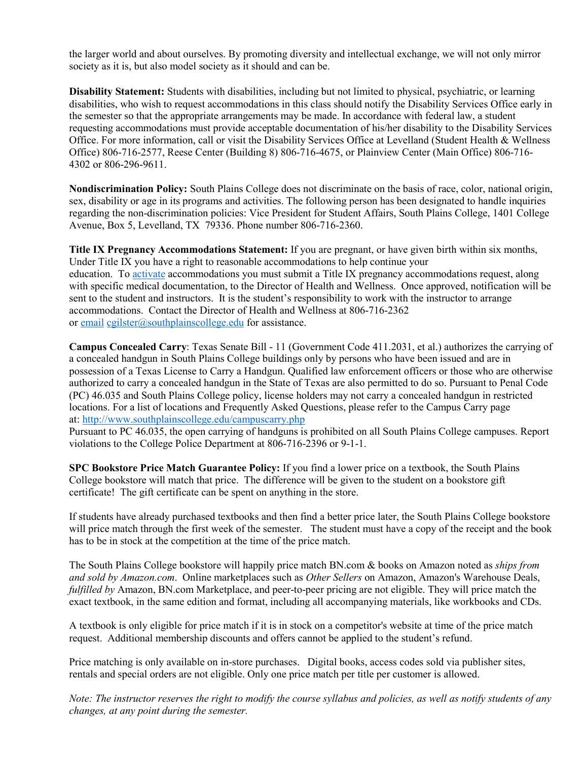the larger world and about ourselves. By promoting diversity and intellectual exchange, we will not only mirror society as it is, but also model society as it should and can be.

**Disability Statement:** Students with disabilities, including but not limited to physical, psychiatric, or learning disabilities, who wish to request accommodations in this class should notify the Disability Services Office early in the semester so that the appropriate arrangements may be made. In accordance with federal law, a student requesting accommodations must provide acceptable documentation of his/her disability to the Disability Services Office. For more information, call or visit the Disability Services Office at Levelland (Student Health & Wellness Office) 806-716-2577, Reese Center (Building 8) 806-716-4675, or Plainview Center (Main Office) 806-716-4302 or 806-296-9611.

**Nondiscrimination Policy:** South Plains College does not discriminate on the basis of race, color, national origin, sex, disability or age in its programs and activities. The following person has been designated to handle inquiries regarding the non-discrimination policies: Vice President for Student Affairs, South Plains College, 1401 College Avenue, Box 5, Levelland, TX 79336. Phone number 806-716-2360.

**Title IX Pregnancy Accommodations Statement:** If you are pregnant, or have given birth within six months, Under Title IX you have a right to reasonable accommodations to help continue your education. To activate accommodations you must submit a Title IX pregnancy accommodations request, along with specific medical documentation, to the Director of Health and Wellness. Once approved, notification will be sent to the student and instructors. It is the student's responsibility to work with the instructor to arrange accommodations. Contact the Director of Health and Wellness at 806-716-2362 or email cgilster@southplainscollege.edu for assistance.

**Campus Concealed Carry**: Texas Senate Bill - 11 (Government Code 411.2031, et al.) authorizes the carrying of a concealed handgun in South Plains College buildings only by persons who have been issued and are in possession of a Texas License to Carry a Handgun. Qualified law enforcement officers or those who are otherwise authorized to carry a concealed handgun in the State of Texas are also permitted to do so. Pursuant to Penal Code (PC) 46.035 and South Plains College policy, license holders may not carry a concealed handgun in restricted locations. For a list of locations and Frequently Asked Questions, please refer to the Campus Carry page at: http://www.southplainscollege.edu/campuscarry.php
Pursuant to PC 46.035, the open carrying of handguns is prohibited on all South Plains College campuses. Report violations to the College Police Department at 806-716-2396 or 9-1-1.

**SPC Bookstore Price Match Guarantee Policy:** If you find a lower price on a textbook, the South Plains College bookstore will match that price. The difference will be given to the student on a bookstore gift certificate! The gift certificate can be spent on anything in the store.

If students have already purchased textbooks and then find a better price later, the South Plains College bookstore will price match through the first week of the semester. The student must have a copy of the receipt and the book has to be in stock at the competition at the time of the price match.

The South Plains College bookstore will happily price match BN.com & books on Amazon noted as *ships from and sold by Amazon.com*. Online marketplaces such as *Other Sellers* on Amazon, Amazon's Warehouse Deals, *fulfilled by* Amazon, BN.com Marketplace, and peer-to-peer pricing are not eligible. They will price match the exact textbook, in the same edition and format, including all accompanying materials, like workbooks and CDs.

A textbook is only eligible for price match if it is in stock on a competitor's website at time of the price match request. Additional membership discounts and offers cannot be applied to the student's refund.

Price matching is only available on in-store purchases. Digital books, access codes sold via publisher sites, rentals and special orders are not eligible. Only one price match per title per customer is allowed.

*Note: The instructor reserves the right to modify the course syllabus and policies, as well as notify students of any changes, at any point during the semester.*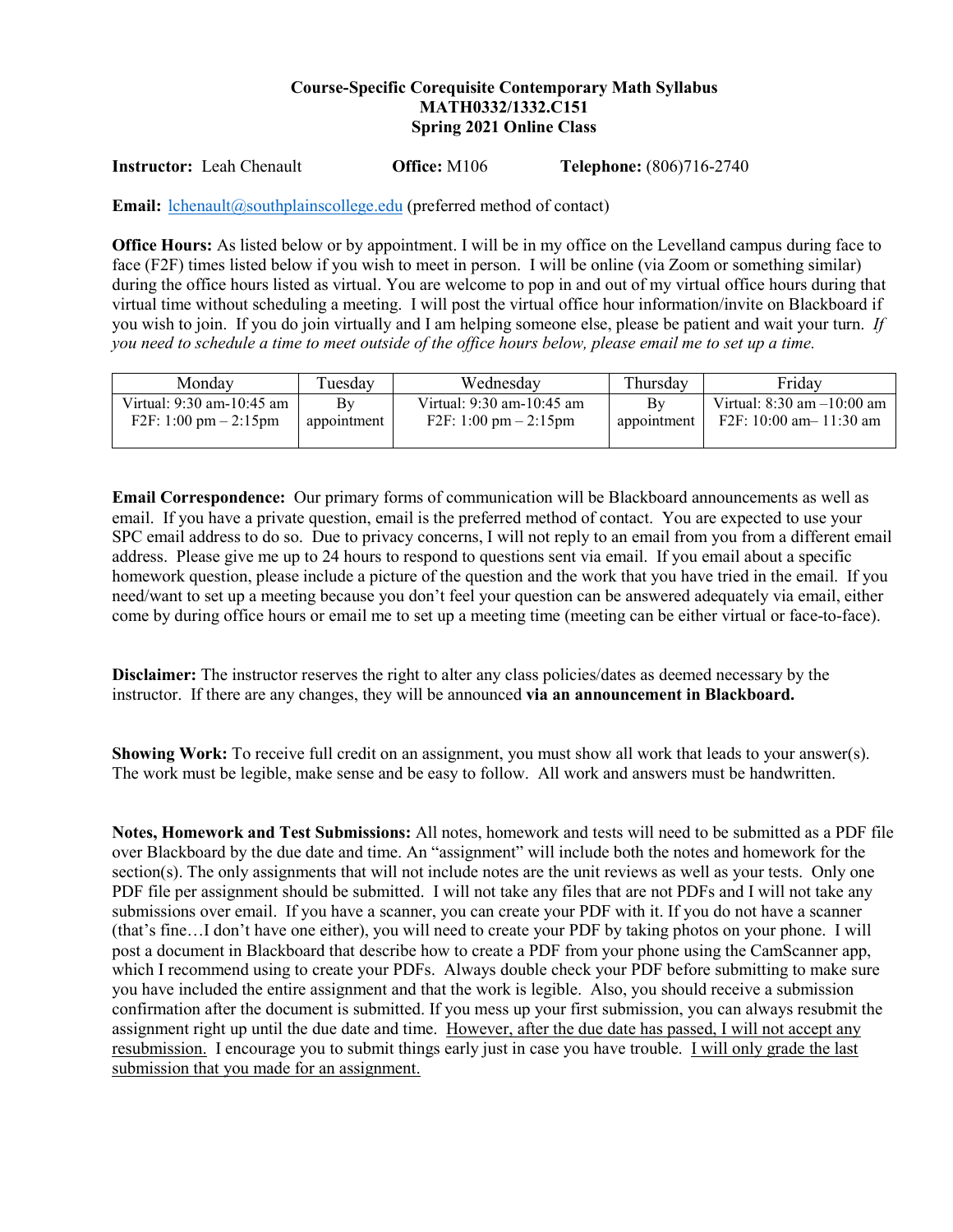**Course-Specific Corequisite Contemporary Math Syllabus**
**MATH0332/1332.C151**
**Spring 2021 Online Class**

**Instructor:** Leah Chenault **Office:** M106 **Telephone:** (806)716-2740

**Email:** lchenault@southplainscollege.edu (preferred method of contact)

**Office Hours:** As listed below or by appointment. I will be in my office on the Levelland campus during face to face (F2F) times listed below if you wish to meet in person. I will be online (via Zoom or something similar) during the office hours listed as virtual. You are welcome to pop in and out of my virtual office hours during that virtual time without scheduling a meeting. I will post the virtual office hour information/invite on Blackboard if you wish to join. If you do join virtually and I am helping someone else, please be patient and wait your turn. *If you need to schedule a time to meet outside of the office hours below, please email me to set up a time.*

| Monday | Tuesday | Wednesday | Thursday | Friday |
|---|---|---|---|---|
| Virtual: 9:30 am-10:45 am<br>F2F: 1:00 pm – 2:15pm | By appointment | Virtual: 9:30 am-10:45 am<br>F2F: 1:00 pm – 2:15pm | By appointment | Virtual: 8:30 am –10:00 am<br>F2F: 10:00 am– 11:30 am |

**Email Correspondence:** Our primary forms of communication will be Blackboard announcements as well as email. If you have a private question, email is the preferred method of contact. You are expected to use your SPC email address to do so. Due to privacy concerns, I will not reply to an email from you from a different email address. Please give me up to 24 hours to respond to questions sent via email. If you email about a specific homework question, please include a picture of the question and the work that you have tried in the email. If you need/want to set up a meeting because you don't feel your question can be answered adequately via email, either come by during office hours or email me to set up a meeting time (meeting can be either virtual or face-to-face).

**Disclaimer:** The instructor reserves the right to alter any class policies/dates as deemed necessary by the instructor. If there are any changes, they will be announced **via an announcement in Blackboard.**

**Showing Work:** To receive full credit on an assignment, you must show all work that leads to your answer(s). The work must be legible, make sense and be easy to follow. All work and answers must be handwritten.

**Notes, Homework and Test Submissions:** All notes, homework and tests will need to be submitted as a PDF file over Blackboard by the due date and time. An "assignment" will include both the notes and homework for the section(s). The only assignments that will not include notes are the unit reviews as well as your tests. Only one PDF file per assignment should be submitted. I will not take any files that are not PDFs and I will not take any submissions over email. If you have a scanner, you can create your PDF with it. If you do not have a scanner (that's fine…I don't have one either), you will need to create your PDF by taking photos on your phone. I will post a document in Blackboard that describe how to create a PDF from your phone using the CamScanner app, which I recommend using to create your PDFs. Always double check your PDF before submitting to make sure you have included the entire assignment and that the work is legible. Also, you should receive a submission confirmation after the document is submitted. If you mess up your first submission, you can always resubmit the assignment right up until the due date and time. <u>However, after the due date has passed, I will not accept any resubmission.</u> I encourage you to submit things early just in case you have trouble. <u>I will only grade the last submission that you made for an assignment.</u>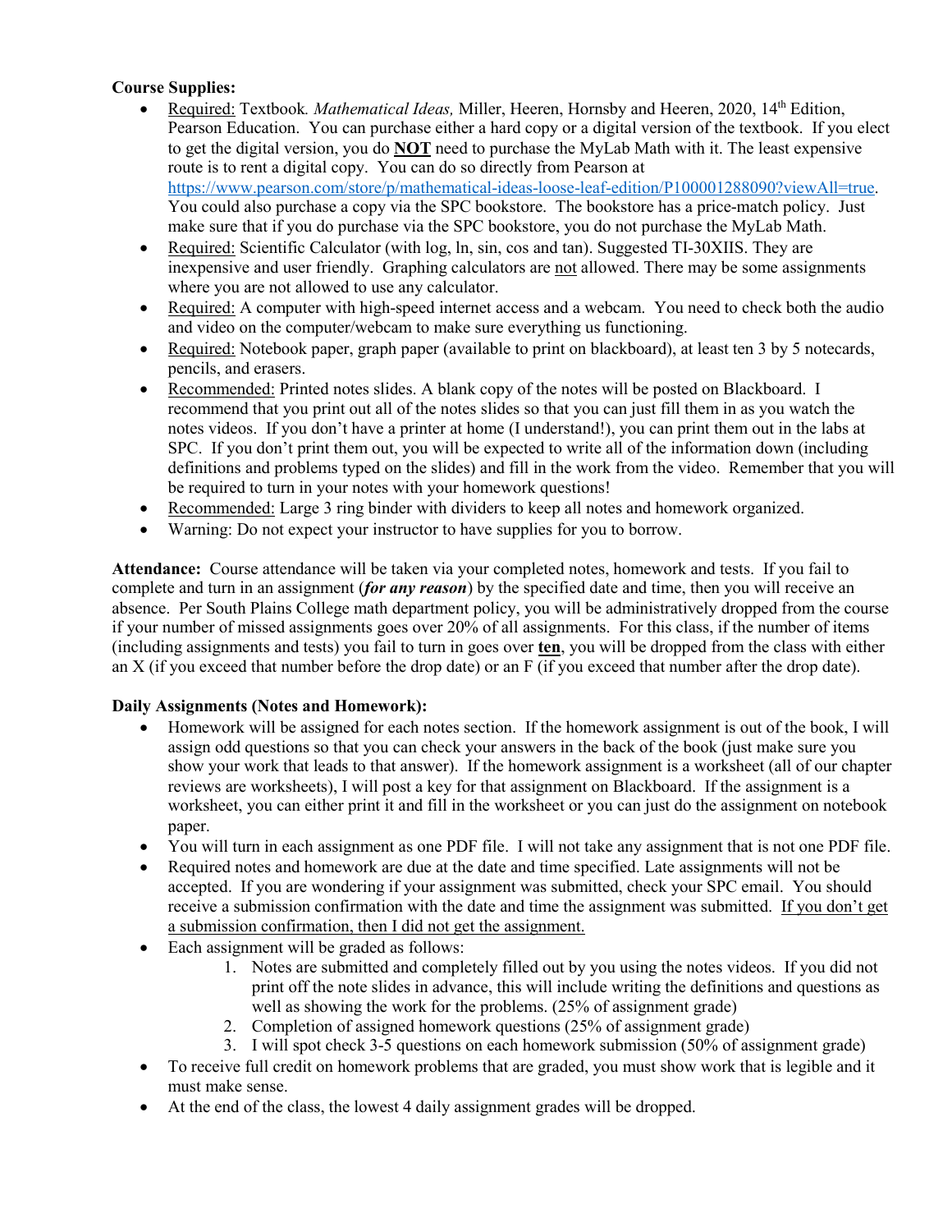**Course Supplies:**

- Required: Textbook. *Mathematical Ideas,* Miller, Heeren, Hornsby and Heeren, 2020, 14th Edition, Pearson Education. You can purchase either a hard copy or a digital version of the textbook. If you elect to get the digital version, you do **NOT** need to purchase the MyLab Math with it. The least expensive route is to rent a digital copy. You can do so directly from Pearson at https://www.pearson.com/store/p/mathematical-ideas-loose-leaf-edition/P100001288090?viewAll=true. You could also purchase a copy via the SPC bookstore. The bookstore has a price-match policy. Just make sure that if you do purchase via the SPC bookstore, you do not purchase the MyLab Math.
- Required: Scientific Calculator (with log, ln, sin, cos and tan). Suggested TI-30XIIS. They are inexpensive and user friendly. Graphing calculators are not allowed. There may be some assignments where you are not allowed to use any calculator.
- Required: A computer with high-speed internet access and a webcam. You need to check both the audio and video on the computer/webcam to make sure everything us functioning.
- Required: Notebook paper, graph paper (available to print on blackboard), at least ten 3 by 5 notecards, pencils, and erasers.
- Recommended: Printed notes slides. A blank copy of the notes will be posted on Blackboard. I recommend that you print out all of the notes slides so that you can just fill them in as you watch the notes videos. If you don't have a printer at home (I understand!), you can print them out in the labs at SPC. If you don't print them out, you will be expected to write all of the information down (including definitions and problems typed on the slides) and fill in the work from the video. Remember that you will be required to turn in your notes with your homework questions!
- Recommended: Large 3 ring binder with dividers to keep all notes and homework organized.
- Warning: Do not expect your instructor to have supplies for you to borrow.

**Attendance:** Course attendance will be taken via your completed notes, homework and tests. If you fail to complete and turn in an assignment (***for any reason***) by the specified date and time, then you will receive an absence. Per South Plains College math department policy, you will be administratively dropped from the course if your number of missed assignments goes over 20% of all assignments. For this class, if the number of items (including assignments and tests) you fail to turn in goes over **ten**, you will be dropped from the class with either an X (if you exceed that number before the drop date) or an F (if you exceed that number after the drop date).

**Daily Assignments (Notes and Homework):**

- Homework will be assigned for each notes section. If the homework assignment is out of the book, I will assign odd questions so that you can check your answers in the back of the book (just make sure you show your work that leads to that answer). If the homework assignment is a worksheet (all of our chapter reviews are worksheets), I will post a key for that assignment on Blackboard. If the assignment is a worksheet, you can either print it and fill in the worksheet or you can just do the assignment on notebook paper.
- You will turn in each assignment as one PDF file. I will not take any assignment that is not one PDF file.
- Required notes and homework are due at the date and time specified. Late assignments will not be accepted. If you are wondering if your assignment was submitted, check your SPC email. You should receive a submission confirmation with the date and time the assignment was submitted. If you don't get a submission confirmation, then I did not get the assignment.
- Each assignment will be graded as follows:
  1. Notes are submitted and completely filled out by you using the notes videos. If you did not print off the note slides in advance, this will include writing the definitions and questions as well as showing the work for the problems. (25% of assignment grade)
  2. Completion of assigned homework questions (25% of assignment grade)
  3. I will spot check 3-5 questions on each homework submission (50% of assignment grade)
- To receive full credit on homework problems that are graded, you must show work that is legible and it must make sense.
- At the end of the class, the lowest 4 daily assignment grades will be dropped.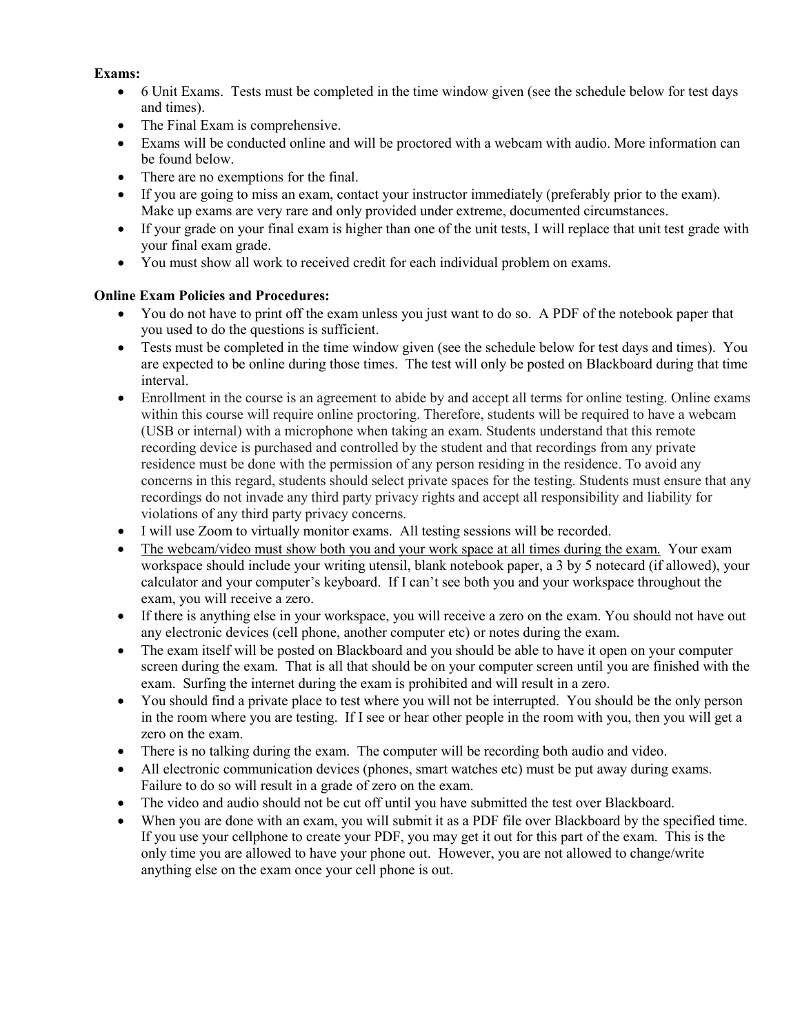**Exams:**

- 6 Unit Exams. Tests must be completed in the time window given (see the schedule below for test days and times).
- The Final Exam is comprehensive.
- Exams will be conducted online and will be proctored with a webcam with audio. More information can be found below.
- There are no exemptions for the final.
- If you are going to miss an exam, contact your instructor immediately (preferably prior to the exam). Make up exams are very rare and only provided under extreme, documented circumstances.
- If your grade on your final exam is higher than one of the unit tests, I will replace that unit test grade with your final exam grade.
- You must show all work to received credit for each individual problem on exams.

**Online Exam Policies and Procedures:**

- You do not have to print off the exam unless you just want to do so. A PDF of the notebook paper that you used to do the questions is sufficient.
- Tests must be completed in the time window given (see the schedule below for test days and times). You are expected to be online during those times. The test will only be posted on Blackboard during that time interval.
- Enrollment in the course is an agreement to abide by and accept all terms for online testing. Online exams within this course will require online proctoring. Therefore, students will be required to have a webcam (USB or internal) with a microphone when taking an exam. Students understand that this remote recording device is purchased and controlled by the student and that recordings from any private residence must be done with the permission of any person residing in the residence. To avoid any concerns in this regard, students should select private spaces for the testing. Students must ensure that any recordings do not invade any third party privacy rights and accept all responsibility and liability for violations of any third party privacy concerns.
- I will use Zoom to virtually monitor exams. All testing sessions will be recorded.
- <u>The webcam/video must show both you and your work space at all times during the exam.</u> Your exam workspace should include your writing utensil, blank notebook paper, a 3 by 5 notecard (if allowed), your calculator and your computer's keyboard. If I can't see both you and your workspace throughout the exam, you will receive a zero.
- If there is anything else in your workspace, you will receive a zero on the exam. You should not have out any electronic devices (cell phone, another computer etc) or notes during the exam.
- The exam itself will be posted on Blackboard and you should be able to have it open on your computer screen during the exam. That is all that should be on your computer screen until you are finished with the exam. Surfing the internet during the exam is prohibited and will result in a zero.
- You should find a private place to test where you will not be interrupted. You should be the only person in the room where you are testing. If I see or hear other people in the room with you, then you will get a zero on the exam.
- There is no talking during the exam. The computer will be recording both audio and video.
- All electronic communication devices (phones, smart watches etc) must be put away during exams. Failure to do so will result in a grade of zero on the exam.
- The video and audio should not be cut off until you have submitted the test over Blackboard.
- When you are done with an exam, you will submit it as a PDF file over Blackboard by the specified time. If you use your cellphone to create your PDF, you may get it out for this part of the exam. This is the only time you are allowed to have your phone out. However, you are not allowed to change/write anything else on the exam once your cell phone is out.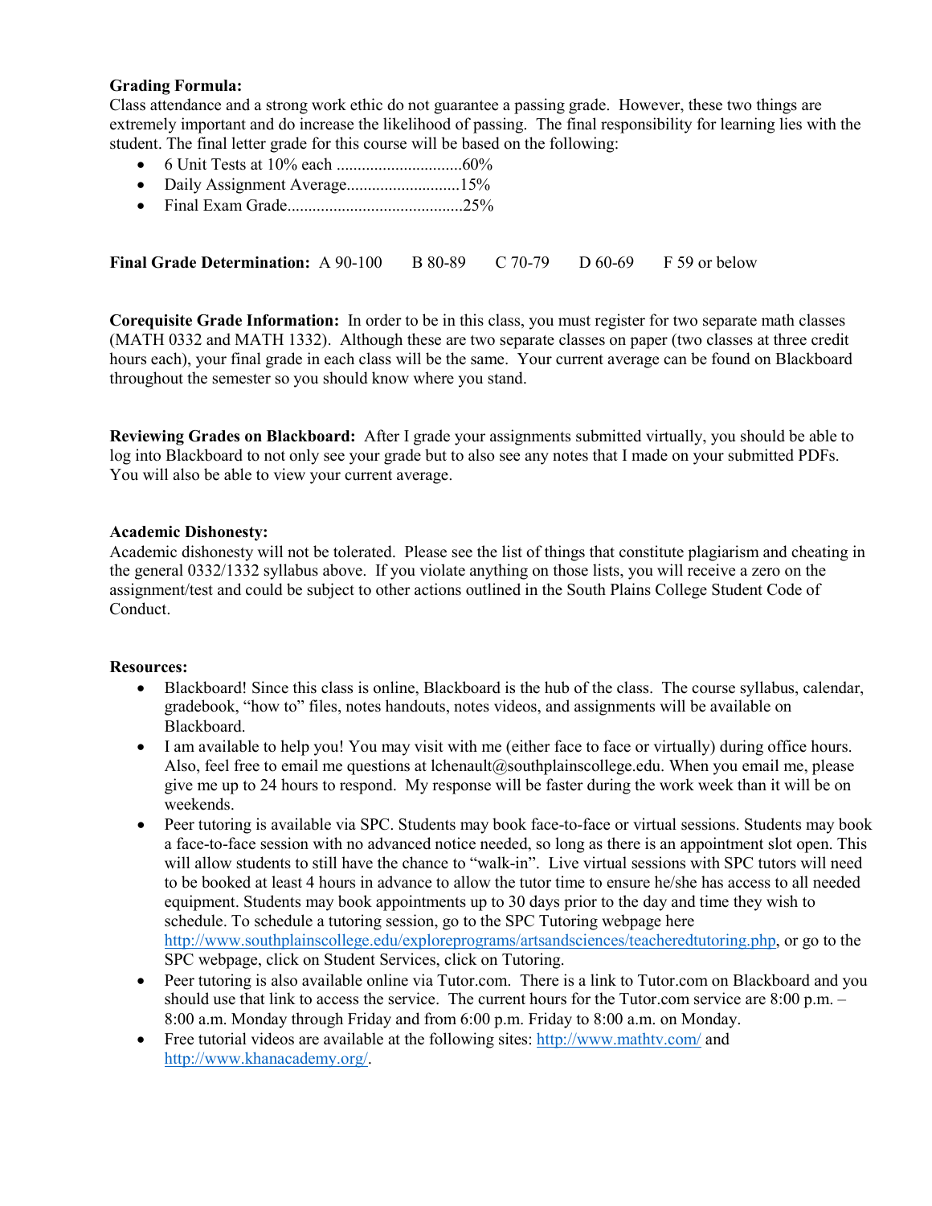**Grading Formula:**
Class attendance and a strong work ethic do not guarantee a passing grade. However, these two things are extremely important and do increase the likelihood of passing. The final responsibility for learning lies with the student. The final letter grade for this course will be based on the following:

- 6 Unit Tests at 10% each ..............................60%
- Daily Assignment Average...........................15%
- Final Exam Grade..........................................25%

**Final Grade Determination:** A 90-100 B 80-89 C 70-79 D 60-69 F 59 or below

**Corequisite Grade Information:** In order to be in this class, you must register for two separate math classes (MATH 0332 and MATH 1332). Although these are two separate classes on paper (two classes at three credit hours each), your final grade in each class will be the same. Your current average can be found on Blackboard throughout the semester so you should know where you stand.

**Reviewing Grades on Blackboard:** After I grade your assignments submitted virtually, you should be able to log into Blackboard to not only see your grade but to also see any notes that I made on your submitted PDFs. You will also be able to view your current average.

**Academic Dishonesty:**
Academic dishonesty will not be tolerated. Please see the list of things that constitute plagiarism and cheating in the general 0332/1332 syllabus above. If you violate anything on those lists, you will receive a zero on the assignment/test and could be subject to other actions outlined in the South Plains College Student Code of Conduct.

**Resources:**

- Blackboard! Since this class is online, Blackboard is the hub of the class. The course syllabus, calendar, gradebook, "how to" files, notes handouts, notes videos, and assignments will be available on Blackboard.
- I am available to help you! You may visit with me (either face to face or virtually) during office hours. Also, feel free to email me questions at lchenault@southplainscollege.edu. When you email me, please give me up to 24 hours to respond. My response will be faster during the work week than it will be on weekends.
- Peer tutoring is available via SPC. Students may book face-to-face or virtual sessions. Students may book a face-to-face session with no advanced notice needed, so long as there is an appointment slot open. This will allow students to still have the chance to "walk-in". Live virtual sessions with SPC tutors will need to be booked at least 4 hours in advance to allow the tutor time to ensure he/she has access to all needed equipment. Students may book appointments up to 30 days prior to the day and time they wish to schedule. To schedule a tutoring session, go to the SPC Tutoring webpage here http://www.southplainscollege.edu/exploreprograms/artsandsciences/teacheredtutoring.php, or go to the SPC webpage, click on Student Services, click on Tutoring.
- Peer tutoring is also available online via Tutor.com. There is a link to Tutor.com on Blackboard and you should use that link to access the service. The current hours for the Tutor.com service are 8:00 p.m. – 8:00 a.m. Monday through Friday and from 6:00 p.m. Friday to 8:00 a.m. on Monday.
- Free tutorial videos are available at the following sites: http://www.mathtv.com/ and http://www.khanacademy.org/.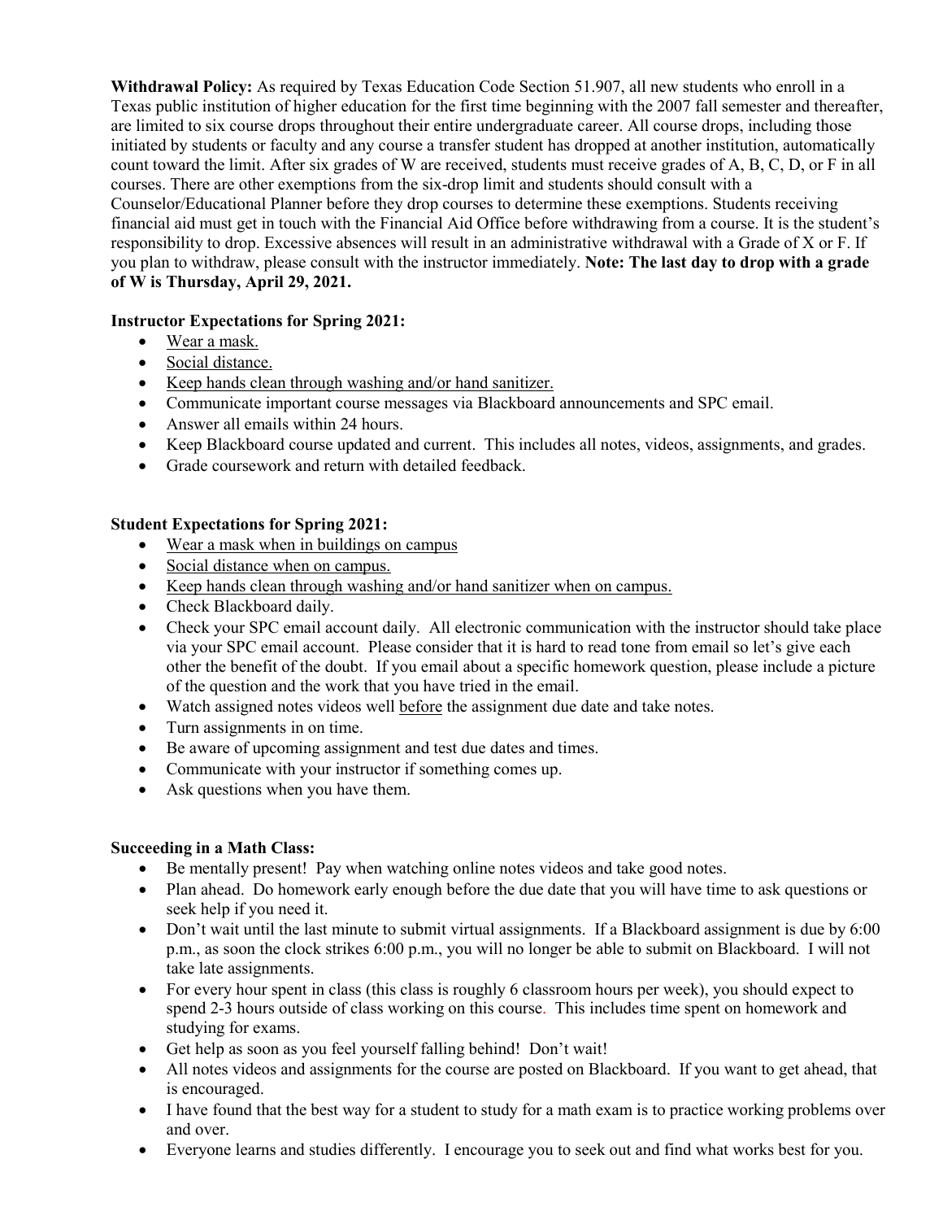**Withdrawal Policy:** As required by Texas Education Code Section 51.907, all new students who enroll in a Texas public institution of higher education for the first time beginning with the 2007 fall semester and thereafter, are limited to six course drops throughout their entire undergraduate career. All course drops, including those initiated by students or faculty and any course a transfer student has dropped at another institution, automatically count toward the limit. After six grades of W are received, students must receive grades of A, B, C, D, or F in all courses. There are other exemptions from the six-drop limit and students should consult with a Counselor/Educational Planner before they drop courses to determine these exemptions. Students receiving financial aid must get in touch with the Financial Aid Office before withdrawing from a course. It is the student's responsibility to drop. Excessive absences will result in an administrative withdrawal with a Grade of X or F. If you plan to withdraw, please consult with the instructor immediately. **Note: The last day to drop with a grade of W is Thursday, April 29, 2021.**

**Instructor Expectations for Spring 2021:**

- Wear a mask.
- Social distance.
- Keep hands clean through washing and/or hand sanitizer.
- Communicate important course messages via Blackboard announcements and SPC email.
- Answer all emails within 24 hours.
- Keep Blackboard course updated and current. This includes all notes, videos, assignments, and grades.
- Grade coursework and return with detailed feedback.

**Student Expectations for Spring 2021:**

- Wear a mask when in buildings on campus
- Social distance when on campus.
- Keep hands clean through washing and/or hand sanitizer when on campus.
- Check Blackboard daily.
- Check your SPC email account daily. All electronic communication with the instructor should take place via your SPC email account. Please consider that it is hard to read tone from email so let's give each other the benefit of the doubt. If you email about a specific homework question, please include a picture of the question and the work that you have tried in the email.
- Watch assigned notes videos well before the assignment due date and take notes.
- Turn assignments in on time.
- Be aware of upcoming assignment and test due dates and times.
- Communicate with your instructor if something comes up.
- Ask questions when you have them.

**Succeeding in a Math Class:**

- Be mentally present! Pay when watching online notes videos and take good notes.
- Plan ahead. Do homework early enough before the due date that you will have time to ask questions or seek help if you need it.
- Don't wait until the last minute to submit virtual assignments. If a Blackboard assignment is due by 6:00 p.m., as soon the clock strikes 6:00 p.m., you will no longer be able to submit on Blackboard. I will not take late assignments.
- For every hour spent in class (this class is roughly 6 classroom hours per week), you should expect to spend 2-3 hours outside of class working on this course. This includes time spent on homework and studying for exams.
- Get help as soon as you feel yourself falling behind! Don't wait!
- All notes videos and assignments for the course are posted on Blackboard. If you want to get ahead, that is encouraged.
- I have found that the best way for a student to study for a math exam is to practice working problems over and over.
- Everyone learns and studies differently. I encourage you to seek out and find what works best for you.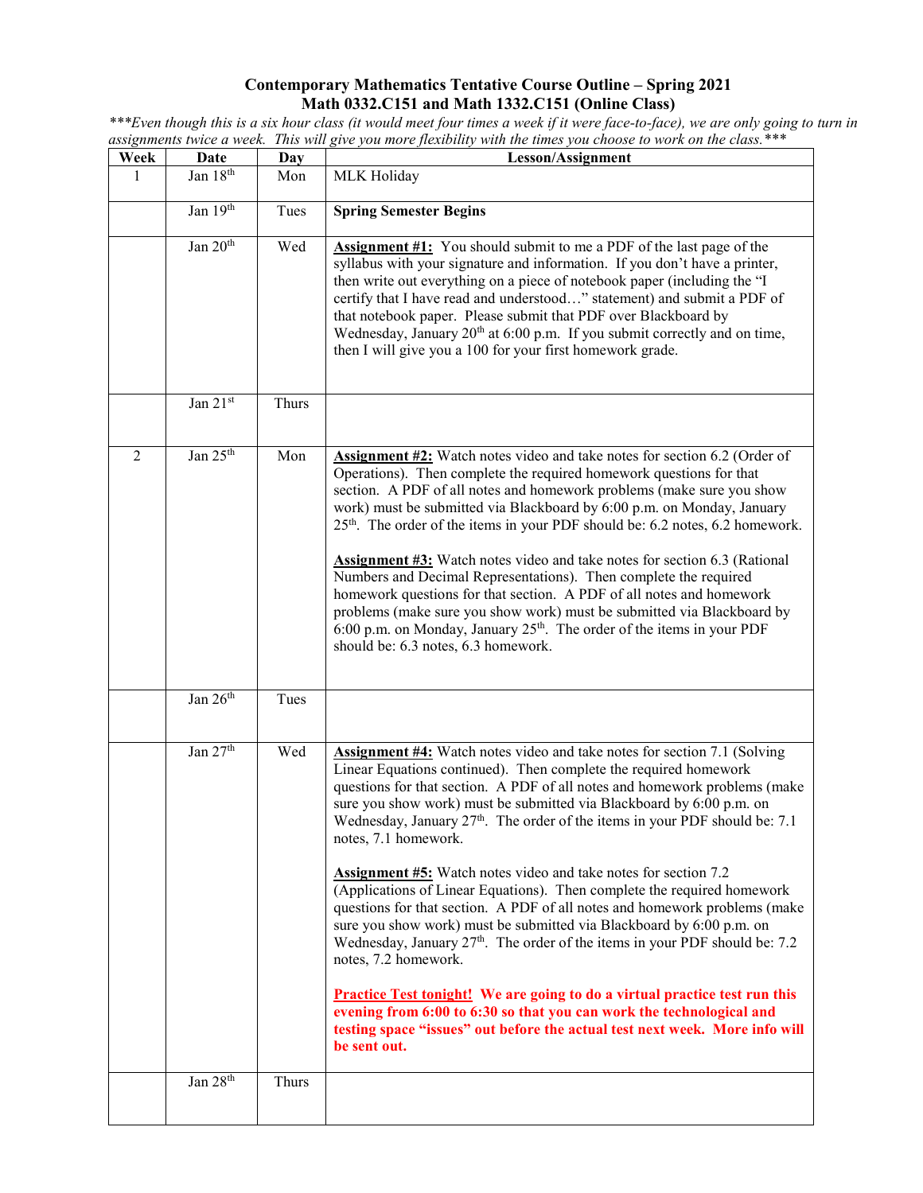# Contemporary Mathematics Tentative Course Outline – Spring 2021
## Math 0332.C151 and Math 1332.C151 (Online Class)

****Even though this is a six hour class (it would meet four times a week if it were face-to-face), we are only going to turn in assignments twice a week. This will give you more flexibility with the times you choose to work on the class.****

| Week | Date | Day | Lesson/Assignment |
|---|---|---|---|
| 1 | Jan 18th | Mon | MLK Holiday |
| | Jan 19th | Tues | **Spring Semester Begins** |
| | Jan 20th | Wed | **__Assignment #1:__** You should submit to me a PDF of the last page of the syllabus with your signature and information. If you don't have a printer, then write out everything on a piece of notebook paper (including the "I certify that I have read and understood…" statement) and submit a PDF of that notebook paper. Please submit that PDF over Blackboard by Wednesday, January 20th at 6:00 p.m. If you submit correctly and on time, then I will give you a 100 for your first homework grade. |
| | Jan 21st | Thurs | |
| 2 | Jan 25th | Mon | **__Assignment #2:__** Watch notes video and take notes for section 6.2 (Order of Operations). Then complete the required homework questions for that section. A PDF of all notes and homework problems (make sure you show work) must be submitted via Blackboard by 6:00 p.m. on Monday, January 25th. The order of the items in your PDF should be: 6.2 notes, 6.2 homework.<br><br>**__Assignment #3:__** Watch notes video and take notes for section 6.3 (Rational Numbers and Decimal Representations). Then complete the required homework questions for that section. A PDF of all notes and homework problems (make sure you show work) must be submitted via Blackboard by 6:00 p.m. on Monday, January 25th. The order of the items in your PDF should be: 6.3 notes, 6.3 homework. |
| | Jan 26th | Tues | |
| | Jan 27th | Wed | **__Assignment #4:__** Watch notes video and take notes for section 7.1 (Solving Linear Equations continued). Then complete the required homework questions for that section. A PDF of all notes and homework problems (make sure you show work) must be submitted via Blackboard by 6:00 p.m. on Wednesday, January 27th. The order of the items in your PDF should be: 7.1 notes, 7.1 homework.<br><br>**__Assignment #5:__** Watch notes video and take notes for section 7.2 (Applications of Linear Equations). Then complete the required homework questions for that section. A PDF of all notes and homework problems (make sure you show work) must be submitted via Blackboard by 6:00 p.m. on Wednesday, January 27th. The order of the items in your PDF should be: 7.2 notes, 7.2 homework.<br><br>**__Practice Test tonight!__ We are going to do a virtual practice test run this evening from 6:00 to 6:30 so that you can work the technological and testing space "issues" out before the actual test next week. More info will be sent out.** |
| | Jan 28th | Thurs | |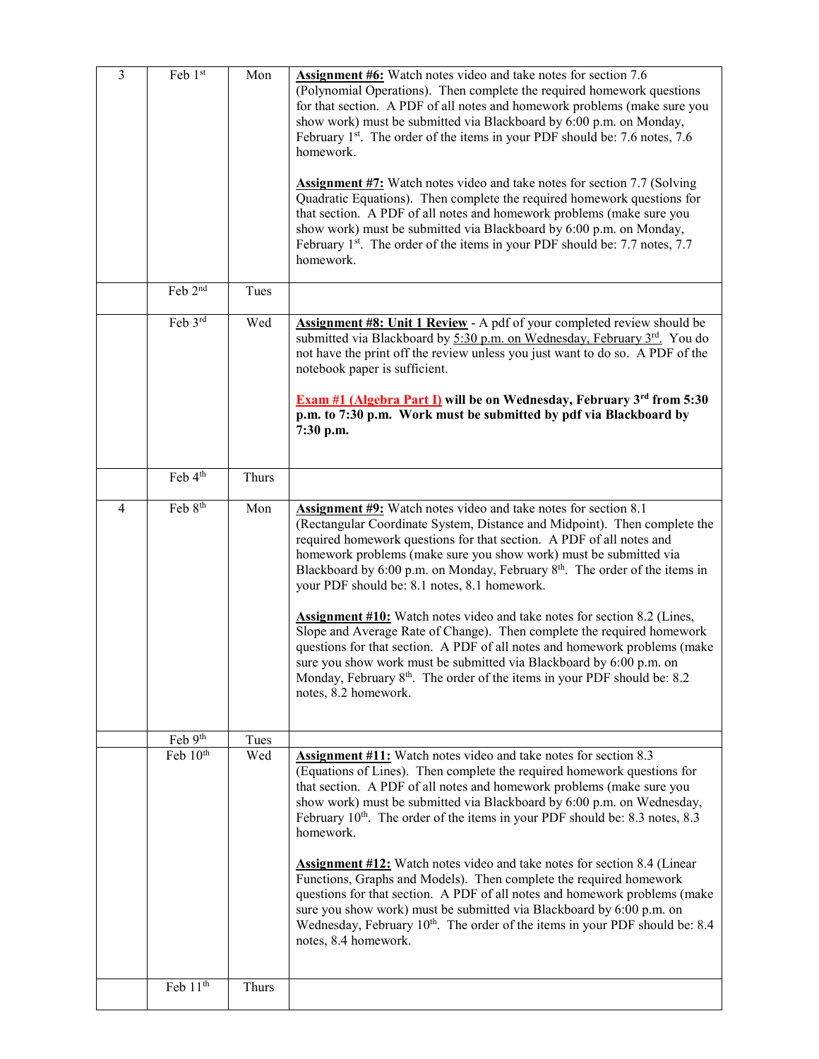| 3 | Feb 1st | Mon | **Assignment #6:** Watch notes video and take notes for section 7.6 (Polynomial Operations). Then complete the required homework questions for that section. A PDF of all notes and homework problems (make sure you show work) must be submitted via Blackboard by 6:00 p.m. on Monday, February 1st. The order of the items in your PDF should be: 7.6 notes, 7.6 homework.<br><br>**Assignment #7:** Watch notes video and take notes for section 7.7 (Solving Quadratic Equations). Then complete the required homework questions for that section. A PDF of all notes and homework problems (make sure you show work) must be submitted via Blackboard by 6:00 p.m. on Monday, February 1st. The order of the items in your PDF should be: 7.7 notes, 7.7 homework. |
|---|---|---|---|
| | Feb 2nd | Tues | |
| | Feb 3rd | Wed | **Assignment #8: Unit 1 Review** - A pdf of your completed review should be submitted via Blackboard by 5:30 p.m. on Wednesday, February 3rd. You do not have the print off the review unless you just want to do so. A PDF of the notebook paper is sufficient.<br><br>**Exam #1 (Algebra Part I) will be on Wednesday, February 3rd from 5:30 p.m. to 7:30 p.m. Work must be submitted by pdf via Blackboard by 7:30 p.m.** |
| | Feb 4th | Thurs | |
| 4 | Feb 8th | Mon | **Assignment #9:** Watch notes video and take notes for section 8.1 (Rectangular Coordinate System, Distance and Midpoint). Then complete the required homework questions for that section. A PDF of all notes and homework problems (make sure you show work) must be submitted via Blackboard by 6:00 p.m. on Monday, February 8th. The order of the items in your PDF should be: 8.1 notes, 8.1 homework.<br><br>**Assignment #10:** Watch notes video and take notes for section 8.2 (Lines, Slope and Average Rate of Change). Then complete the required homework questions for that section. A PDF of all notes and homework problems (make sure you show work must be submitted via Blackboard by 6:00 p.m. on Monday, February 8th. The order of the items in your PDF should be: 8.2 notes, 8.2 homework. |
| | Feb 9th | Tues | |
| | Feb 10th | Wed | **Assignment #11:** Watch notes video and take notes for section 8.3 (Equations of Lines). Then complete the required homework questions for that section. A PDF of all notes and homework problems (make sure you show work) must be submitted via Blackboard by 6:00 p.m. on Wednesday, February 10th. The order of the items in your PDF should be: 8.3 notes, 8.3 homework.<br><br>**Assignment #12:** Watch notes video and take notes for section 8.4 (Linear Functions, Graphs and Models). Then complete the required homework questions for that section. A PDF of all notes and homework problems (make sure you show work) must be submitted via Blackboard by 6:00 p.m. on Wednesday, February 10th. The order of the items in your PDF should be: 8.4 notes, 8.4 homework. |
| | Feb 11th | Thurs | |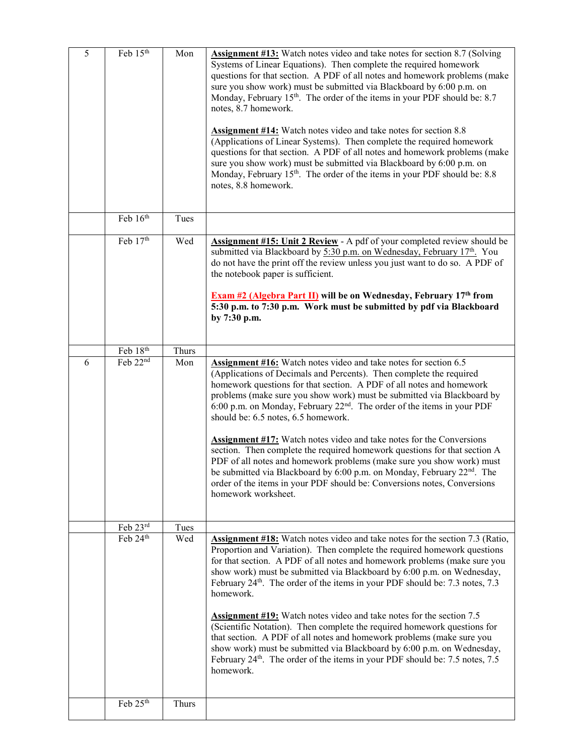| | | | |
|---|---|---|---|
| 5 | Feb 15th | Mon | **Assignment #13:** Watch notes video and take notes for section 8.7 (Solving Systems of Linear Equations). Then complete the required homework questions for that section. A PDF of all notes and homework problems (make sure you show work) must be submitted via Blackboard by 6:00 p.m. on Monday, February 15th. The order of the items in your PDF should be: 8.7 notes, 8.7 homework.<br><br>**Assignment #14:** Watch notes video and take notes for section 8.8 (Applications of Linear Systems). Then complete the required homework questions for that section. A PDF of all notes and homework problems (make sure you show work) must be submitted via Blackboard by 6:00 p.m. on Monday, February 15th. The order of the items in your PDF should be: 8.8 notes, 8.8 homework. |
| | Feb 16th | Tues | |
| | Feb 17th | Wed | **Assignment #15: Unit 2 Review** - A pdf of your completed review should be submitted via Blackboard by 5:30 p.m. on Wednesday, February 17th. You do not have the print off the review unless you just want to do so. A PDF of the notebook paper is sufficient.<br><br>**Exam #2 (Algebra Part II) will be on Wednesday, February 17th from 5:30 p.m. to 7:30 p.m. Work must be submitted by pdf via Blackboard by 7:30 p.m.** |
| | Feb 18th | Thurs | |
| 6 | Feb 22nd | Mon | **Assignment #16:** Watch notes video and take notes for section 6.5 (Applications of Decimals and Percents). Then complete the required homework questions for that section. A PDF of all notes and homework problems (make sure you show work) must be submitted via Blackboard by 6:00 p.m. on Monday, February 22nd. The order of the items in your PDF should be: 6.5 notes, 6.5 homework.<br><br>**Assignment #17:** Watch notes video and take notes for the Conversions section. Then complete the required homework questions for that section A PDF of all notes and homework problems (make sure you show work) must be submitted via Blackboard by 6:00 p.m. on Monday, February 22nd. The order of the items in your PDF should be: Conversions notes, Conversions homework worksheet. |
| | Feb 23rd | Tues | |
| | Feb 24th | Wed | **Assignment #18:** Watch notes video and take notes for the section 7.3 (Ratio, Proportion and Variation). Then complete the required homework questions for that section. A PDF of all notes and homework problems (make sure you show work) must be submitted via Blackboard by 6:00 p.m. on Wednesday, February 24th. The order of the items in your PDF should be: 7.3 notes, 7.3 homework.<br><br>**Assignment #19:** Watch notes video and take notes for the section 7.5 (Scientific Notation). Then complete the required homework questions for that section. A PDF of all notes and homework problems (make sure you show work) must be submitted via Blackboard by 6:00 p.m. on Wednesday, February 24th. The order of the items in your PDF should be: 7.5 notes, 7.5 homework. |
| | Feb 25th | Thurs | |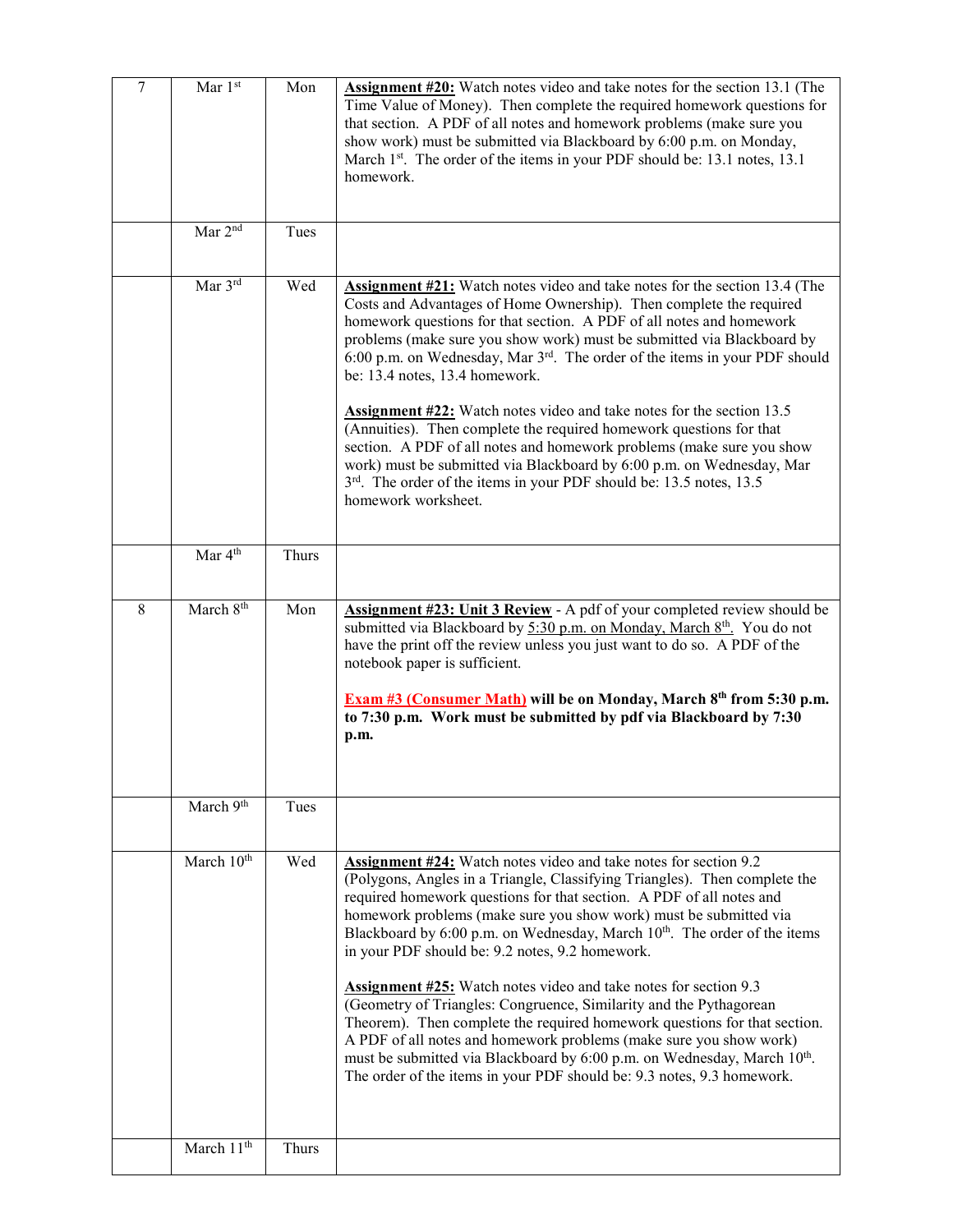| 7 | Mar 1st | Mon | **Assignment #20:** Watch notes video and take notes for the section 13.1 (The Time Value of Money). Then complete the required homework questions for that section. A PDF of all notes and homework problems (make sure you show work) must be submitted via Blackboard by 6:00 p.m. on Monday, March 1st. The order of the items in your PDF should be: 13.1 notes, 13.1 homework. |
|---|---|---|---|
| | Mar 2nd | Tues | |
| | Mar 3rd | Wed | **Assignment #21:** Watch notes video and take notes for the section 13.4 (The Costs and Advantages of Home Ownership). Then complete the required homework questions for that section. A PDF of all notes and homework problems (make sure you show work) must be submitted via Blackboard by 6:00 p.m. on Wednesday, Mar 3rd. The order of the items in your PDF should be: 13.4 notes, 13.4 homework. <br><br> **Assignment #22:** Watch notes video and take notes for the section 13.5 (Annuities). Then complete the required homework questions for that section. A PDF of all notes and homework problems (make sure you show work) must be submitted via Blackboard by 6:00 p.m. on Wednesday, Mar 3rd. The order of the items in your PDF should be: 13.5 notes, 13.5 homework worksheet. |
| | Mar 4th | Thurs | |
| 8 | March 8th | Mon | **Assignment #23: Unit 3 Review** - A pdf of your completed review should be submitted via Blackboard by 5:30 p.m. on Monday, March 8th. You do not have the print off the review unless you just want to do so. A PDF of the notebook paper is sufficient. <br><br> **Exam #3 (Consumer Math) will be on Monday, March 8th from 5:30 p.m. to 7:30 p.m. Work must be submitted by pdf via Blackboard by 7:30 p.m.** |
| | March 9th | Tues | |
| | March 10th | Wed | **Assignment #24:** Watch notes video and take notes for section 9.2 (Polygons, Angles in a Triangle, Classifying Triangles). Then complete the required homework questions for that section. A PDF of all notes and homework problems (make sure you show work) must be submitted via Blackboard by 6:00 p.m. on Wednesday, March 10th. The order of the items in your PDF should be: 9.2 notes, 9.2 homework. <br><br> **Assignment #25:** Watch notes video and take notes for section 9.3 (Geometry of Triangles: Congruence, Similarity and the Pythagorean Theorem). Then complete the required homework questions for that section. A PDF of all notes and homework problems (make sure you show work) must be submitted via Blackboard by 6:00 p.m. on Wednesday, March 10th. The order of the items in your PDF should be: 9.3 notes, 9.3 homework. |
| | March 11th | Thurs | |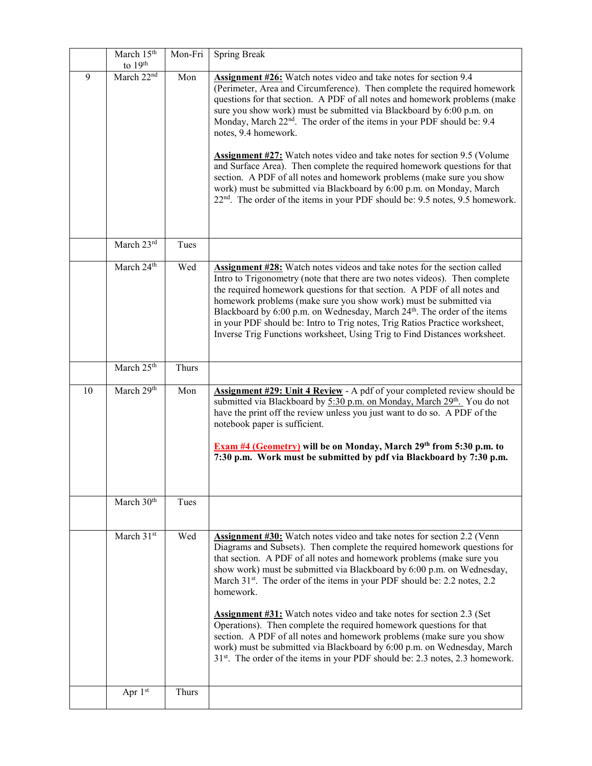| | | | |
|---|---|---|---|
| | March 15th to 19th | Mon-Fri | Spring Break |
| 9 | March 22nd | Mon | **Assignment #26:** Watch notes video and take notes for section 9.4 (Perimeter, Area and Circumference). Then complete the required homework questions for that section. A PDF of all notes and homework problems (make sure you show work) must be submitted via Blackboard by 6:00 p.m. on Monday, March 22nd. The order of the items in your PDF should be: 9.4 notes, 9.4 homework.<br><br>**Assignment #27:** Watch notes video and take notes for section 9.5 (Volume and Surface Area). Then complete the required homework questions for that section. A PDF of all notes and homework problems (make sure you show work) must be submitted via Blackboard by 6:00 p.m. on Monday, March 22nd. The order of the items in your PDF should be: 9.5 notes, 9.5 homework. |
| | March 23rd | Tues | |
| | March 24th | Wed | **Assignment #28:** Watch notes videos and take notes for the section called Intro to Trigonometry (note that there are two notes videos). Then complete the required homework questions for that section. A PDF of all notes and homework problems (make sure you show work) must be submitted via Blackboard by 6:00 p.m. on Wednesday, March 24th. The order of the items in your PDF should be: Intro to Trig notes, Trig Ratios Practice worksheet, Inverse Trig Functions worksheet, Using Trig to Find Distances worksheet. |
| | March 25th | Thurs | |
| 10 | March 29th | Mon | **Assignment #29: Unit 4 Review** - A pdf of your completed review should be submitted via Blackboard by 5:30 p.m. on Monday, March 29th. You do not have the print off the review unless you just want to do so. A PDF of the notebook paper is sufficient.<br><br>**Exam #4 (Geometry) will be on Monday, March 29th from 5:30 p.m. to 7:30 p.m. Work must be submitted by pdf via Blackboard by 7:30 p.m.** |
| | March 30th | Tues | |
| | March 31st | Wed | **Assignment #30:** Watch notes video and take notes for section 2.2 (Venn Diagrams and Subsets). Then complete the required homework questions for that section. A PDF of all notes and homework problems (make sure you show work) must be submitted via Blackboard by 6:00 p.m. on Wednesday, March 31st. The order of the items in your PDF should be: 2.2 notes, 2.2 homework.<br><br>**Assignment #31:** Watch notes video and take notes for section 2.3 (Set Operations). Then complete the required homework questions for that section. A PDF of all notes and homework problems (make sure you show work) must be submitted via Blackboard by 6:00 p.m. on Wednesday, March 31st. The order of the items in your PDF should be: 2.3 notes, 2.3 homework. |
| | Apr 1st | Thurs | |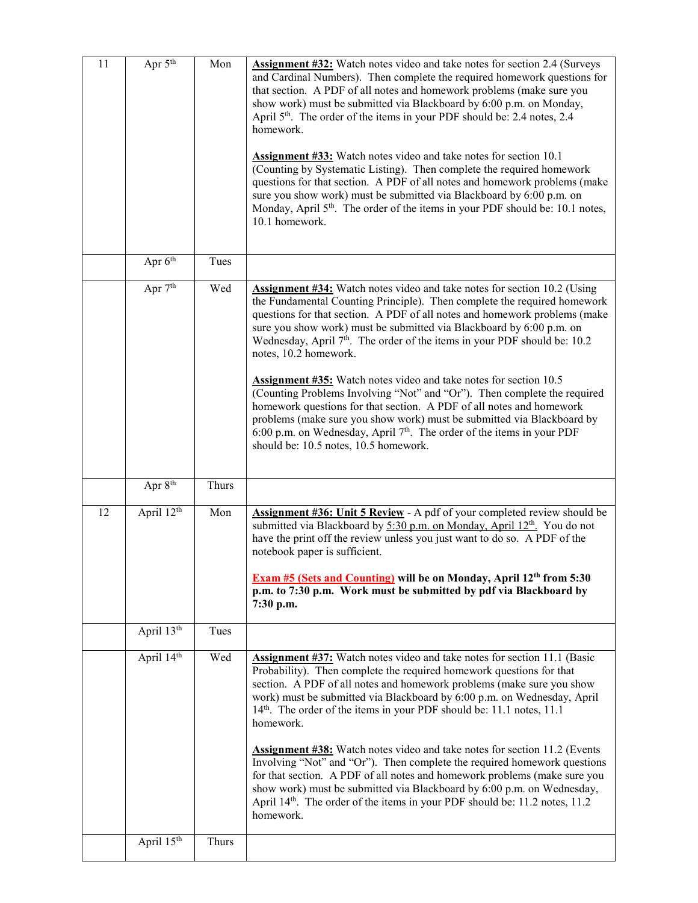| | | | |
|---|---|---|---|
| 11 | Apr 5th | Mon | **Assignment #32:** Watch notes video and take notes for section 2.4 (Surveys and Cardinal Numbers). Then complete the required homework questions for that section. A PDF of all notes and homework problems (make sure you show work) must be submitted via Blackboard by 6:00 p.m. on Monday, April 5th. The order of the items in your PDF should be: 2.4 notes, 2.4 homework.<br><br>**Assignment #33:** Watch notes video and take notes for section 10.1 (Counting by Systematic Listing). Then complete the required homework questions for that section. A PDF of all notes and homework problems (make sure you show work) must be submitted via Blackboard by 6:00 p.m. on Monday, April 5th. The order of the items in your PDF should be: 10.1 notes, 10.1 homework. |
| | Apr 6th | Tues | |
| | Apr 7th | Wed | **Assignment #34:** Watch notes video and take notes for section 10.2 (Using the Fundamental Counting Principle). Then complete the required homework questions for that section. A PDF of all notes and homework problems (make sure you show work) must be submitted via Blackboard by 6:00 p.m. on Wednesday, April 7th. The order of the items in your PDF should be: 10.2 notes, 10.2 homework.<br><br>**Assignment #35:** Watch notes video and take notes for section 10.5 (Counting Problems Involving "Not" and "Or"). Then complete the required homework questions for that section. A PDF of all notes and homework problems (make sure you show work) must be submitted via Blackboard by 6:00 p.m. on Wednesday, April 7th. The order of the items in your PDF should be: 10.5 notes, 10.5 homework. |
| | Apr 8th | Thurs | |
| 12 | April 12th | Mon | **Assignment #36: Unit 5 Review** - A pdf of your completed review should be submitted via Blackboard by 5:30 p.m. on Monday, April 12th. You do not have the print off the review unless you just want to do so. A PDF of the notebook paper is sufficient.<br><br>**Exam #5 (Sets and Counting) will be on Monday, April 12th from 5:30 p.m. to 7:30 p.m. Work must be submitted by pdf via Blackboard by 7:30 p.m.** |
| | April 13th | Tues | |
| | April 14th | Wed | **Assignment #37:** Watch notes video and take notes for section 11.1 (Basic Probability). Then complete the required homework questions for that section. A PDF of all notes and homework problems (make sure you show work) must be submitted via Blackboard by 6:00 p.m. on Wednesday, April 14th. The order of the items in your PDF should be: 11.1 notes, 11.1 homework.<br><br>**Assignment #38:** Watch notes video and take notes for section 11.2 (Events Involving "Not" and "Or"). Then complete the required homework questions for that section. A PDF of all notes and homework problems (make sure you show work) must be submitted via Blackboard by 6:00 p.m. on Wednesday, April 14th. The order of the items in your PDF should be: 11.2 notes, 11.2 homework. |
| | April 15th | Thurs | |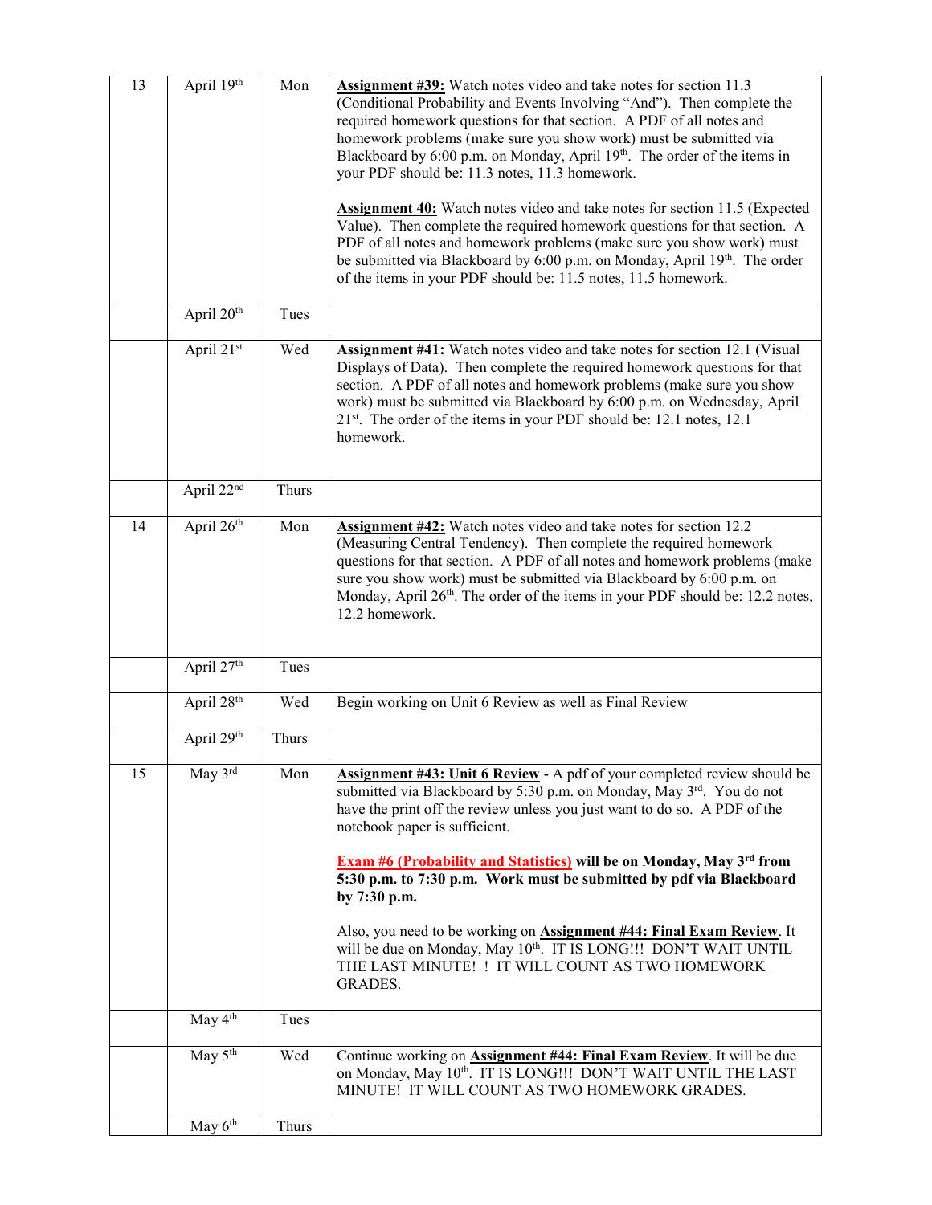| 13 | April 19th | Mon | **Assignment #39:** Watch notes video and take notes for section 11.3 (Conditional Probability and Events Involving "And"). Then complete the required homework questions for that section. A PDF of all notes and homework problems (make sure you show work) must be submitted via Blackboard by 6:00 p.m. on Monday, April 19th. The order of the items in your PDF should be: 11.3 notes, 11.3 homework.<br><br>**Assignment 40:** Watch notes video and take notes for section 11.5 (Expected Value). Then complete the required homework questions for that section. A PDF of all notes and homework problems (make sure you show work) must be submitted via Blackboard by 6:00 p.m. on Monday, April 19th. The order of the items in your PDF should be: 11.5 notes, 11.5 homework. |
|---|---|---|---|
| | April 20th | Tues | |
| | April 21st | Wed | **Assignment #41:** Watch notes video and take notes for section 12.1 (Visual Displays of Data). Then complete the required homework questions for that section. A PDF of all notes and homework problems (make sure you show work) must be submitted via Blackboard by 6:00 p.m. on Wednesday, April 21st. The order of the items in your PDF should be: 12.1 notes, 12.1 homework. |
| | April 22nd | Thurs | |
| 14 | April 26th | Mon | **Assignment #42:** Watch notes video and take notes for section 12.2 (Measuring Central Tendency). Then complete the required homework questions for that section. A PDF of all notes and homework problems (make sure you show work) must be submitted via Blackboard by 6:00 p.m. on Monday, April 26th. The order of the items in your PDF should be: 12.2 notes, 12.2 homework. |
| | April 27th | Tues | |
| | April 28th | Wed | Begin working on Unit 6 Review as well as Final Review |
| | April 29th | Thurs | |
| 15 | May 3rd | Mon | **Assignment #43: Unit 6 Review** - A pdf of your completed review should be submitted via Blackboard by 5:30 p.m. on Monday, May 3rd. You do not have the print off the review unless you just want to do so. A PDF of the notebook paper is sufficient.<br><br>**Exam #6 (Probability and Statistics) will be on Monday, May 3rd from 5:30 p.m. to 7:30 p.m. Work must be submitted by pdf via Blackboard by 7:30 p.m.**<br><br>Also, you need to be working on **Assignment #44: Final Exam Review**. It will be due on Monday, May 10th. IT IS LONG!!! DON'T WAIT UNTIL THE LAST MINUTE! ! IT WILL COUNT AS TWO HOMEWORK GRADES. |
| | May 4th | Tues | |
| | May 5th | Wed | Continue working on **Assignment #44: Final Exam Review**. It will be due on Monday, May 10th. IT IS LONG!!! DON'T WAIT UNTIL THE LAST MINUTE! IT WILL COUNT AS TWO HOMEWORK GRADES. |
| | May 6th | Thurs | |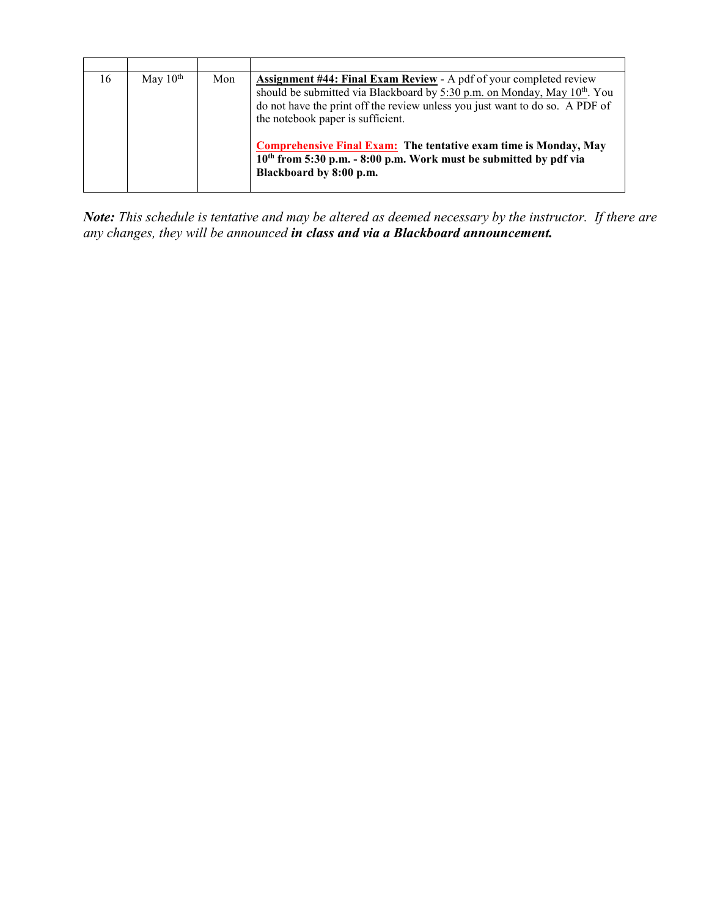| | | | |
|---|---|---|---|
| 16 | May 10th | Mon | **Assignment #44: Final Exam Review** - A pdf of your completed review should be submitted via Blackboard by 5:30 p.m. on Monday, May 10th. You do not have the print off the review unless you just want to do so. A PDF of the notebook paper is sufficient.<br><br>**Comprehensive Final Exam:** **The tentative exam time is Monday, May 10th from 5:30 p.m. - 8:00 p.m. Work must be submitted by pdf via Blackboard by 8:00 p.m.** |

***Note:*** *This schedule is tentative and may be altered as deemed necessary by the instructor. If there are any changes, they will be announced* ***in class and via a Blackboard announcement.***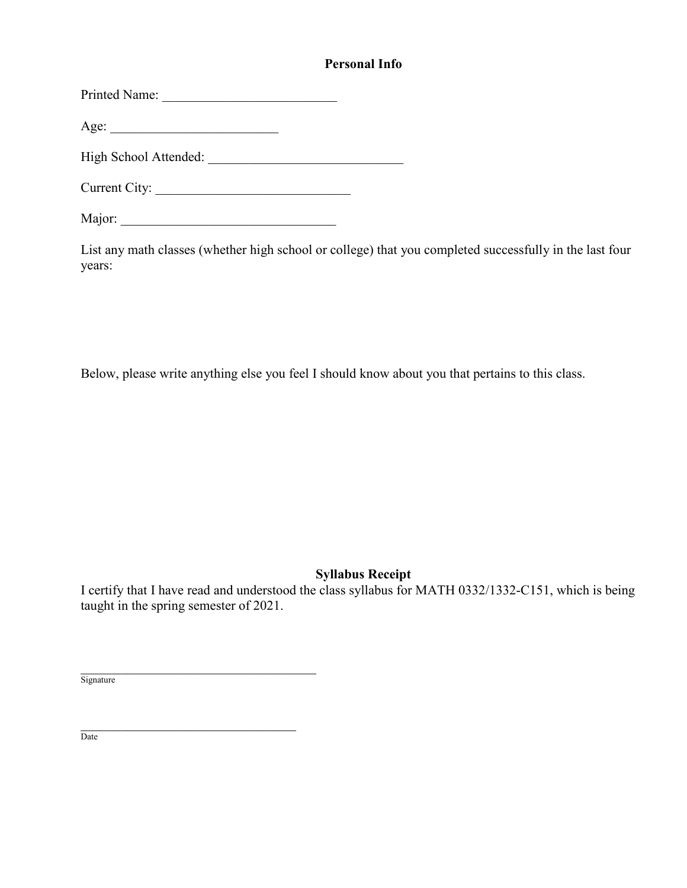## Personal Info

Printed Name: ___________________________

Age: __________________________

High School Attended: ______________________________

Current City: ______________________________

Major: _________________________________

List any math classes (whether high school or college) that you completed successfully in the last four years:

Below, please write anything else you feel I should know about you that pertains to this class.

## Syllabus Receipt

I certify that I have read and understood the class syllabus for MATH 0332/1332-C151, which is being taught in the spring semester of 2021.

_____________________________________
Signature

_____________________________________
Date